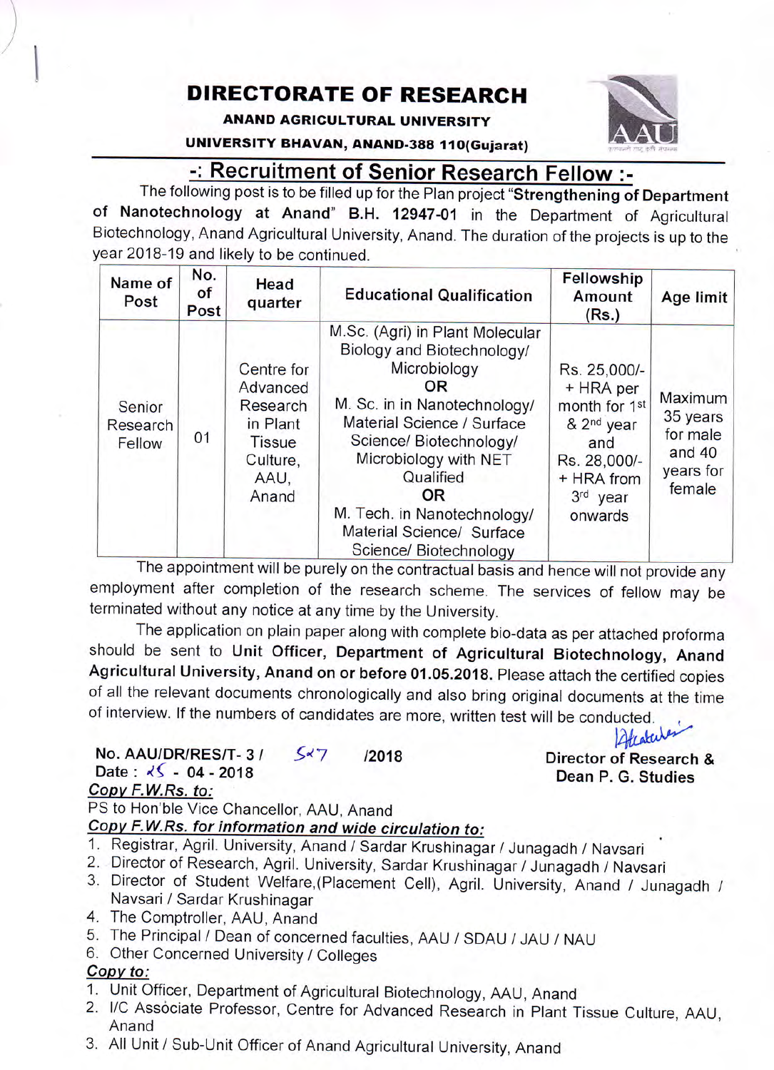# DIRECTORATE OF RESEARCH

**ANAND AGRICULTURAL UNIVERSITY**

**UNIVERSITY BHAVAN, ANAND-388 110(Gujarat)**

## -: Recruitment of Senior Research Fellow :-

The following post is to be filled up for the Plan project "**Strengthening of Department of Nanotechnology at Anand**" **B.H. 12947-01** in the Department of Agricultural Biotechnology, Anand Agricultural University, Anand. The duration of the projects is up to the year 2018-19 and likely to be continued.

| Name of Post | No. of Post | Head quarter | Educational Qualification | Fellowship Amount (Rs.) | Age limit |
|---|---|---|---|---|---|
| Senior Research Fellow | 01 | Centre for Advanced Research in Plant Tissue Culture, AAU, Anand | M.Sc. (Agri) in Plant Molecular Biology and Biotechnology/ Microbiology **OR** M. Sc. in in Nanotechnology/ Material Science / Surface Science/ Biotechnology/ Microbiology with NET Qualified **OR** M. Tech. in Nanotechnology/ Material Science/ Surface Science/ Biotechnology | Rs. 25,000/- + HRA per month for 1st & 2nd year and Rs. 28,000/- + HRA from 3rd year onwards | Maximum 35 years for male and 40 years for female |

The appointment will be purely on the contractual basis and hence will not provide any employment after completion of the research scheme. The services of fellow may be terminated without any notice at any time by the University.

The application on plain paper along with complete bio-data as per attached proforma should be sent to **Unit Officer, Department of Agricultural Biotechnology, Anand Agricultural University, Anand on or before 01.05.2018.** Please attach the certified copies of all the relevant documents chronologically and also bring original documents at the time of interview. If the numbers of candidates are more, written test will be conducted.

**No. AAU/DR/RES/T- 3 / 547 /2018**
**Date : 25 - 04 - 2018**

**Director of Research &**
**Dean P. G. Studies**

***Copy F.W.Rs. to:***

PS to Hon'ble Vice Chancellor, AAU, Anand

***Copy F.W.Rs. for information and wide circulation to:***

1. Registrar, Agril. University, Anand / Sardar Krushinagar / Junagadh / Navsari
2. Director of Research, Agril. University, Sardar Krushinagar / Junagadh / Navsari
3. Director of Student Welfare,(Placement Cell), Agril. University, Anand / Junagadh / Navsari / Sardar Krushinagar
4. The Comptroller, AAU, Anand
5. The Principal / Dean of concerned faculties, AAU / SDAU / JAU / NAU
6. Other Concerned University / Colleges

***Copy to:***

1. Unit Officer, Department of Agricultural Biotechnology, AAU, Anand
2. I/C Associate Professor, Centre for Advanced Research in Plant Tissue Culture, AAU, Anand
3. All Unit / Sub-Unit Officer of Anand Agricultural University, Anand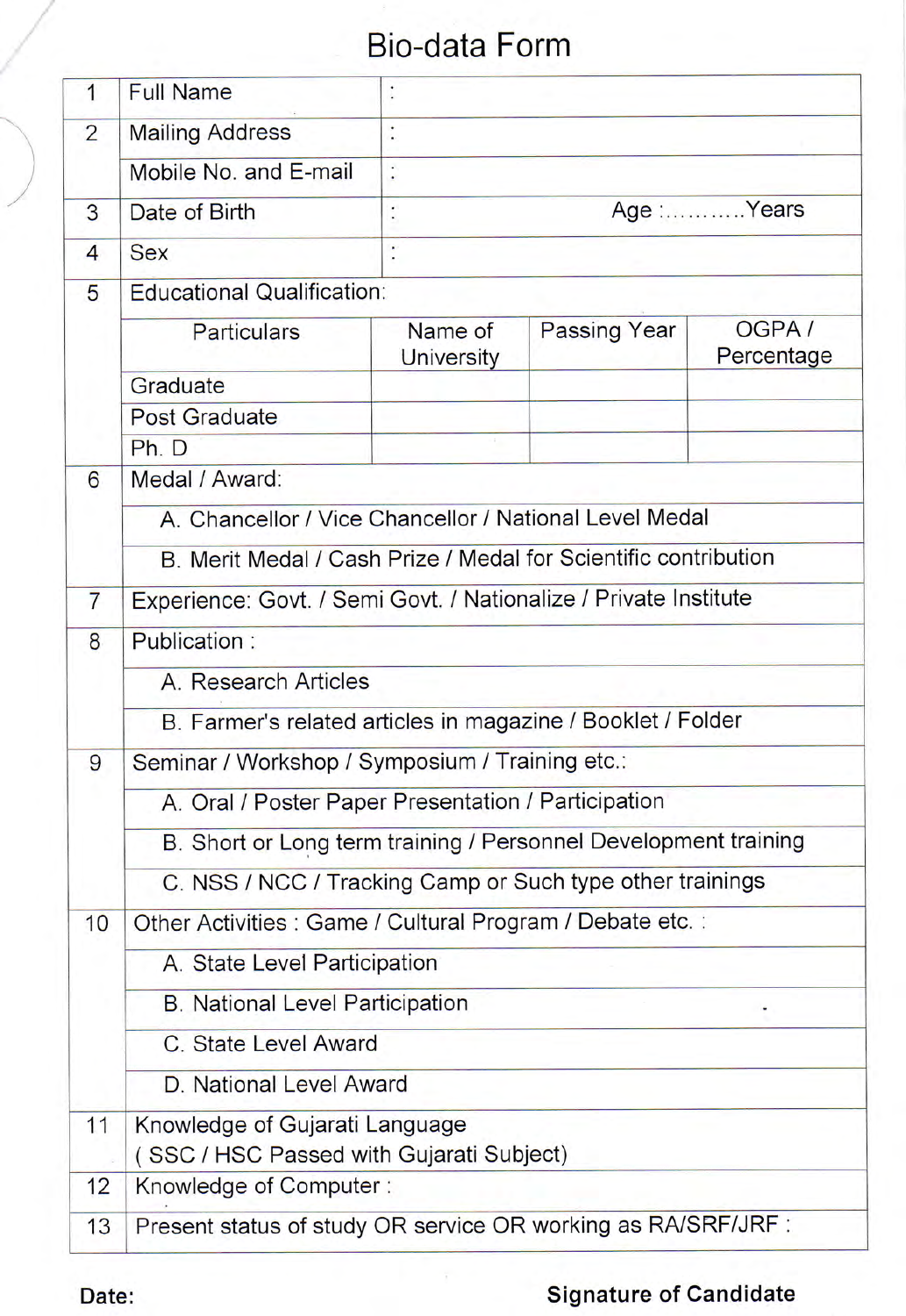# Bio-data Form

| | | |
|---|---|---|
| 1 | Full Name | : |
| 2 | Mailing Address | : |
| | Mobile No. and E-mail | : |
| 3 | Date of Birth | : Age :...........Years |
| 4 | Sex | : |

| | | | | |
|---|---|---|---|---|
| 5 | Educational Qualification: | | | |
| | Particulars | Name of University | Passing Year | OGPA / Percentage |
| | Graduate | | | |
| | Post Graduate | | | |
| | Ph. D | | | |

| | |
|---|---|
| 6 | Medal / Award: |
| | A. Chancellor / Vice Chancellor / National Level Medal |
| | B. Merit Medal / Cash Prize / Medal for Scientific contribution |
| 7 | Experience: Govt. / Semi Govt. / Nationalize / Private Institute |
| 8 | Publication : |
| | A. Research Articles |
| | B. Farmer's related articles in magazine / Booklet / Folder |
| 9 | Seminar / Workshop / Symposium / Training etc.: |
| | A. Oral / Poster Paper Presentation / Participation |
| | B. Short or Long term training / Personnel Development training |
| | C. NSS / NCC / Tracking Camp or Such type other trainings |
| 10 | Other Activities : Game / Cultural Program / Debate etc. : |
| | A. State Level Participation |
| | B. National Level Participation |
| | C. State Level Award |
| | D. National Level Award |
| 11 | Knowledge of Gujarati Language ( SSC / HSC Passed with Gujarati Subject) |
| 12 | Knowledge of Computer : |
| 13 | Present status of study OR service OR working as RA/SRF/JRF : |

**Date:**

**Signature of Candidate**